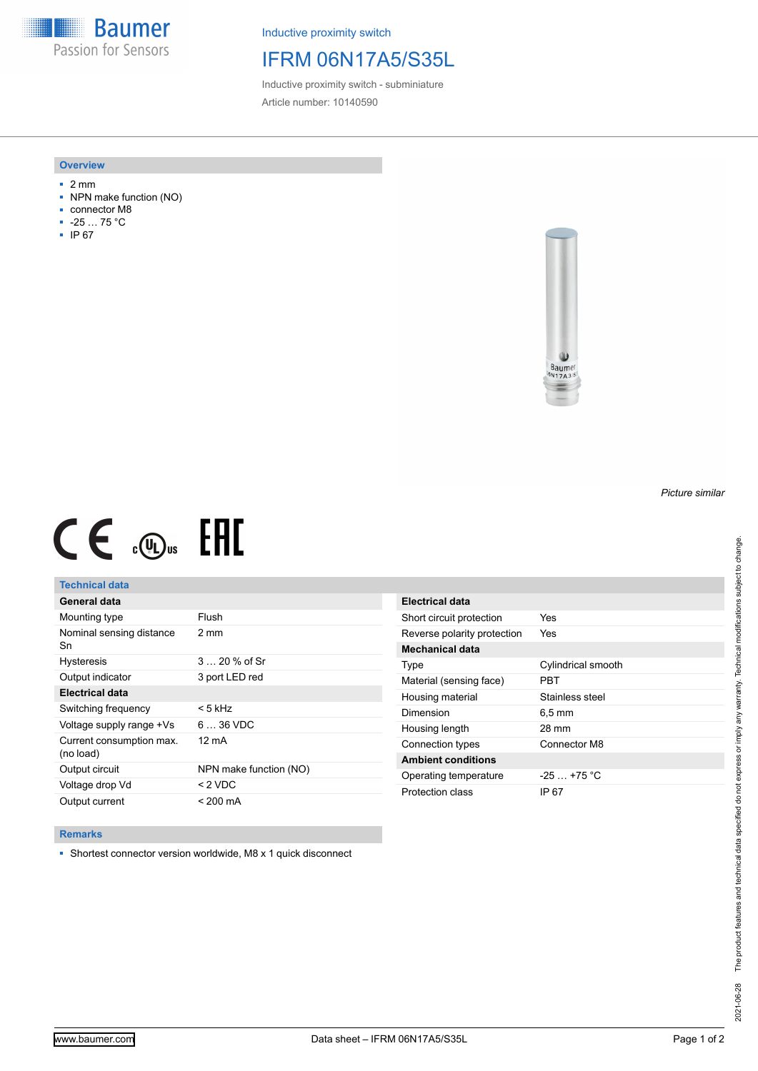Baumer
Passion for Sensors

Inductive proximity switch

# IFRM 06N17A5/S35L

Inductive proximity switch - subminiature

Article number: 10140590

## Overview

- 2 mm
- NPN make function (NO)
- connector M8
- -25 … 75 °C
- IP 67

*Picture similar*

## Technical data

| General data | |
|---|---|
| Mounting type | Flush |
| Nominal sensing distance Sn | 2 mm |
| Hysteresis | 3 … 20 % of Sr |
| Output indicator | 3 port LED red |
| **Electrical data** | |
| Switching frequency | < 5 kHz |
| Voltage supply range +Vs | 6 … 36 VDC |
| Current consumption max. (no load) | 12 mA |
| Output circuit | NPN make function (NO) |
| Voltage drop Vd | < 2 VDC |
| Output current | < 200 mA |

| Electrical data | |
|---|---|
| Short circuit protection | Yes |
| Reverse polarity protection | Yes |
| **Mechanical data** | |
| Type | Cylindrical smooth |
| Material (sensing face) | PBT |
| Housing material | Stainless steel |
| Dimension | 6,5 mm |
| Housing length | 28 mm |
| Connection types | Connector M8 |
| **Ambient conditions** | |
| Operating temperature | -25 … +75 °C |
| Protection class | IP 67 |

## Remarks

- Shortest connector version worldwide, M8 x 1 quick disconnect

2021-06-28 The product features and technical data specified do not express or imply any warranty. Technical modifications subject to change.

www.baumer.com Data sheet – IFRM 06N17A5/S35L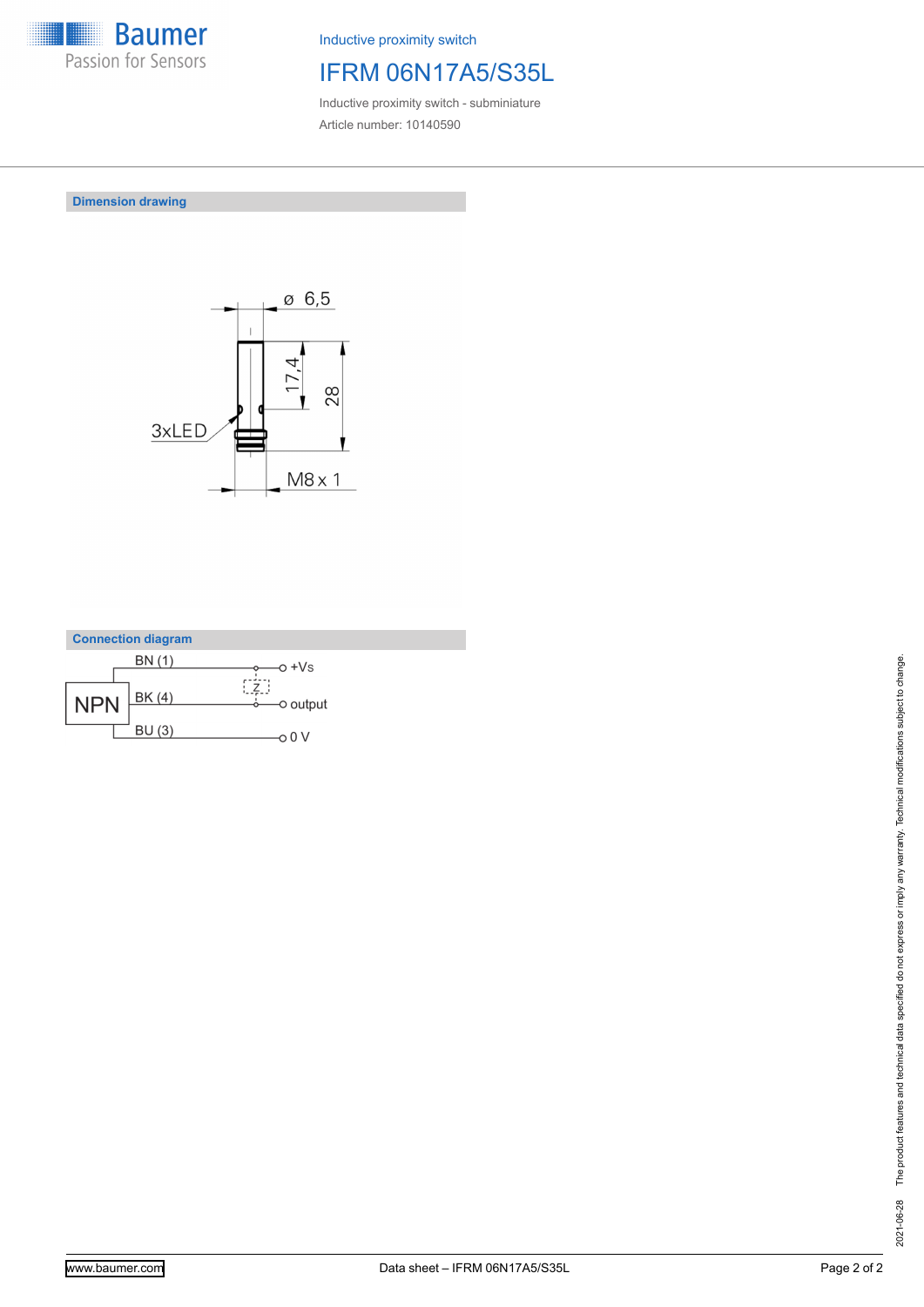Inductive proximity switch

# IFRM 06N17A5/S35L

Inductive proximity switch - subminiature

Article number: 10140590

## Dimension drawing

ø 6,5

17,4

28

3xLED

M8 x 1

## Connection diagram

NPN

BN (1) +Vs

BK (4) output

BU (3) 0 V

Z

The product features and technical data specified do not express or imply any warranty. Technical modifications subject to change.

2021-06-28